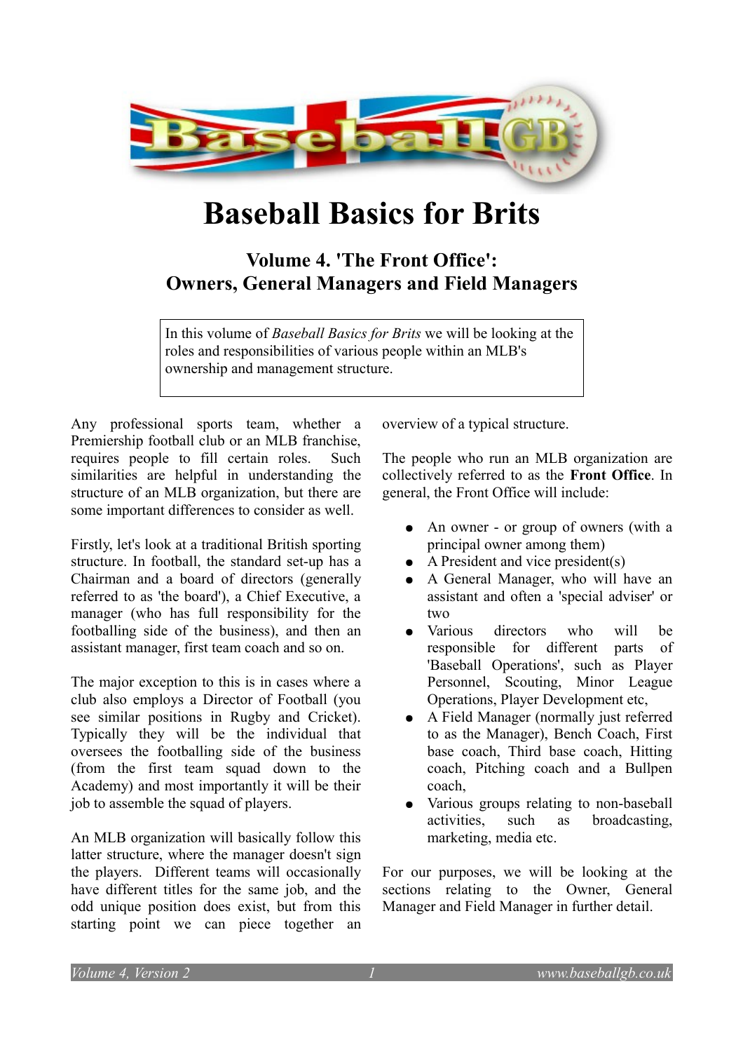# Baseball Basics for Brits

## Volume 4. 'The Front Office': Owners, General Managers and Field Managers

In this volume of *Baseball Basics for Brits* we will be looking at the roles and responsibilities of various people within an MLB's ownership and management structure.

Any professional sports team, whether a Premiership football club or an MLB franchise, requires people to fill certain roles. Such similarities are helpful in understanding the structure of an MLB organization, but there are some important differences to consider as well.

Firstly, let's look at a traditional British sporting structure. In football, the standard set-up has a Chairman and a board of directors (generally referred to as 'the board'), a Chief Executive, a manager (who has full responsibility for the footballing side of the business), and then an assistant manager, first team coach and so on.

The major exception to this is in cases where a club also employs a Director of Football (you see similar positions in Rugby and Cricket). Typically they will be the individual that oversees the footballing side of the business (from the first team squad down to the Academy) and most importantly it will be their job to assemble the squad of players.

An MLB organization will basically follow this latter structure, where the manager doesn't sign the players. Different teams will occasionally have different titles for the same job, and the odd unique position does exist, but from this starting point we can piece together an overview of a typical structure.

The people who run an MLB organization are collectively referred to as the **Front Office**. In general, the Front Office will include:

- An owner - or group of owners (with a principal owner among them)
- A President and vice president(s)
- A General Manager, who will have an assistant and often a 'special adviser' or two
- Various directors who will be responsible for different parts of 'Baseball Operations', such as Player Personnel, Scouting, Minor League Operations, Player Development etc,
- A Field Manager (normally just referred to as the Manager), Bench Coach, First base coach, Third base coach, Hitting coach, Pitching coach and a Bullpen coach,
- Various groups relating to non-baseball activities, such as broadcasting, marketing, media etc.

For our purposes, we will be looking at the sections relating to the Owner, General Manager and Field Manager in further detail.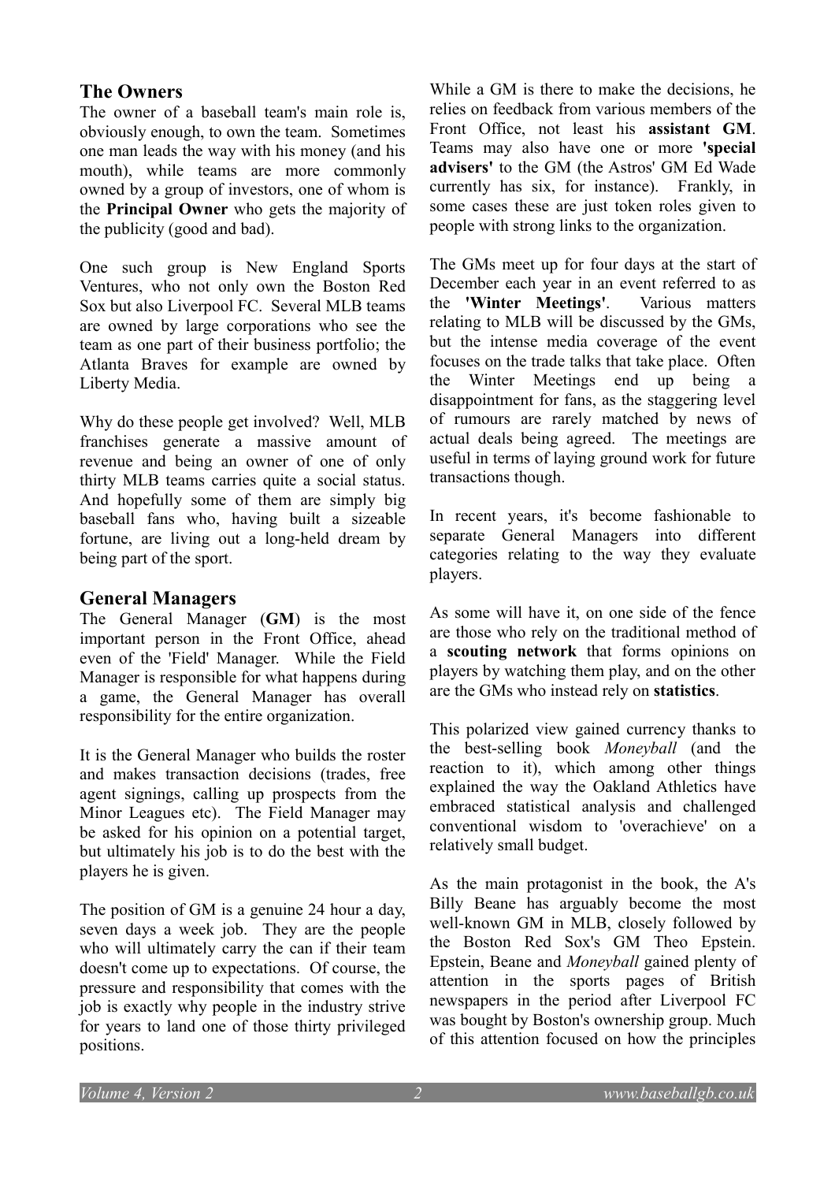## The Owners

The owner of a baseball team's main role is, obviously enough, to own the team. Sometimes one man leads the way with his money (and his mouth), while teams are more commonly owned by a group of investors, one of whom is the **Principal Owner** who gets the majority of the publicity (good and bad).

One such group is New England Sports Ventures, who not only own the Boston Red Sox but also Liverpool FC. Several MLB teams are owned by large corporations who see the team as one part of their business portfolio; the Atlanta Braves for example are owned by Liberty Media.

Why do these people get involved? Well, MLB franchises generate a massive amount of revenue and being an owner of one of only thirty MLB teams carries quite a social status. And hopefully some of them are simply big baseball fans who, having built a sizeable fortune, are living out a long-held dream by being part of the sport.

## General Managers

The General Manager (**GM**) is the most important person in the Front Office, ahead even of the 'Field' Manager. While the Field Manager is responsible for what happens during a game, the General Manager has overall responsibility for the entire organization.

It is the General Manager who builds the roster and makes transaction decisions (trades, free agent signings, calling up prospects from the Minor Leagues etc). The Field Manager may be asked for his opinion on a potential target, but ultimately his job is to do the best with the players he is given.

The position of GM is a genuine 24 hour a day, seven days a week job. They are the people who will ultimately carry the can if their team doesn't come up to expectations. Of course, the pressure and responsibility that comes with the job is exactly why people in the industry strive for years to land one of those thirty privileged positions.

While a GM is there to make the decisions, he relies on feedback from various members of the Front Office, not least his **assistant GM**. Teams may also have one or more **'special advisers'** to the GM (the Astros' GM Ed Wade currently has six, for instance). Frankly, in some cases these are just token roles given to people with strong links to the organization.

The GMs meet up for four days at the start of December each year in an event referred to as the **'Winter Meetings'**. Various matters relating to MLB will be discussed by the GMs, but the intense media coverage of the event focuses on the trade talks that take place. Often the Winter Meetings end up being a disappointment for fans, as the staggering level of rumours are rarely matched by news of actual deals being agreed. The meetings are useful in terms of laying ground work for future transactions though.

In recent years, it's become fashionable to separate General Managers into different categories relating to the way they evaluate players.

As some will have it, on one side of the fence are those who rely on the traditional method of a **scouting network** that forms opinions on players by watching them play, and on the other are the GMs who instead rely on **statistics**.

This polarized view gained currency thanks to the best-selling book *Moneyball* (and the reaction to it), which among other things explained the way the Oakland Athletics have embraced statistical analysis and challenged conventional wisdom to 'overachieve' on a relatively small budget.

As the main protagonist in the book, the A's Billy Beane has arguably become the most well-known GM in MLB, closely followed by the Boston Red Sox's GM Theo Epstein. Epstein, Beane and *Moneyball* gained plenty of attention in the sports pages of British newspapers in the period after Liverpool FC was bought by Boston's ownership group. Much of this attention focused on how the principles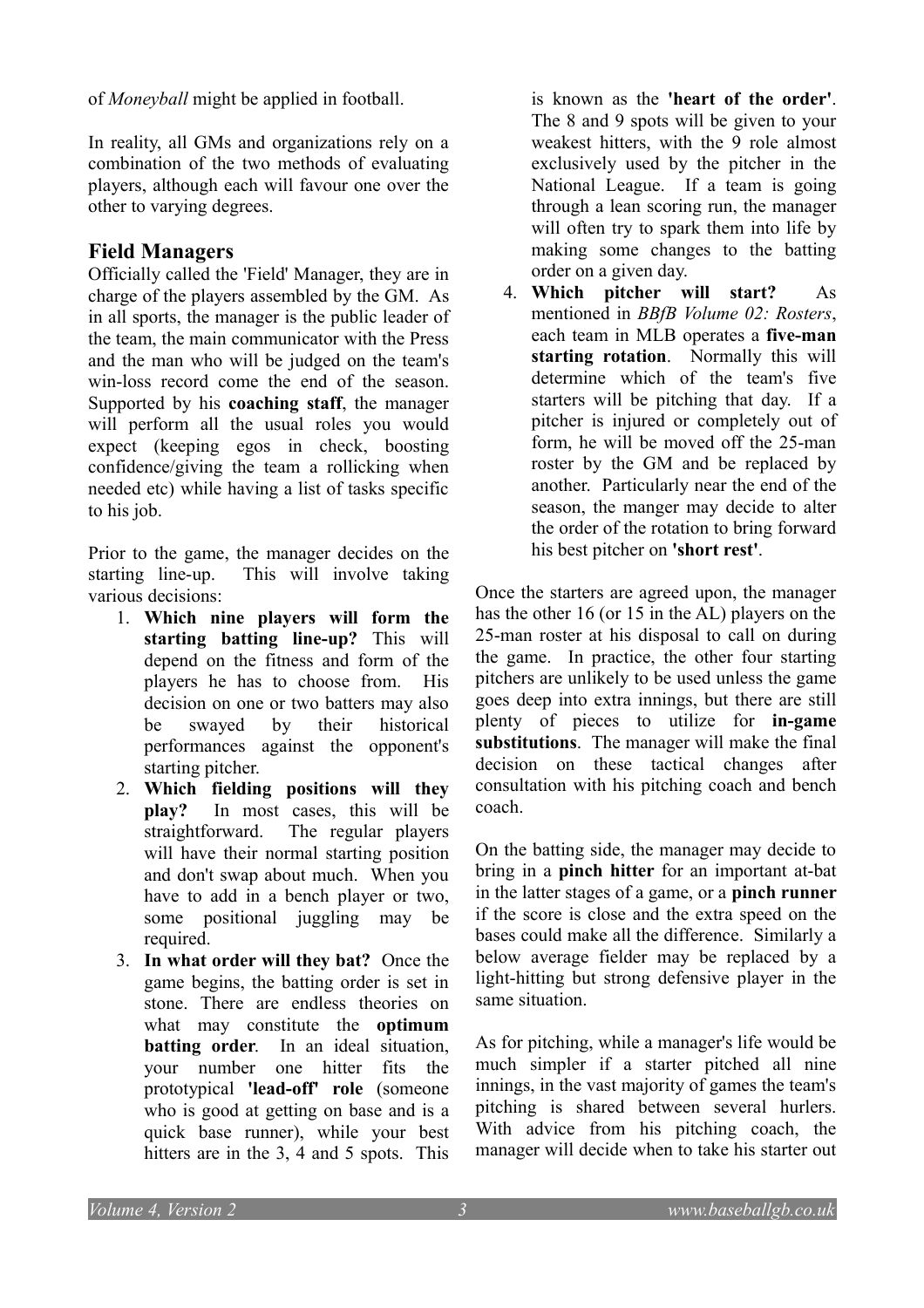of *Moneyball* might be applied in football.

In reality, all GMs and organizations rely on a combination of the two methods of evaluating players, although each will favour one over the other to varying degrees.

## Field Managers

Officially called the 'Field' Manager, they are in charge of the players assembled by the GM. As in all sports, the manager is the public leader of the team, the main communicator with the Press and the man who will be judged on the team's win-loss record come the end of the season. Supported by his **coaching staff**, the manager will perform all the usual roles you would expect (keeping egos in check, boosting confidence/giving the team a rollicking when needed etc) while having a list of tasks specific to his job.

Prior to the game, the manager decides on the starting line-up. This will involve taking various decisions:

1. **Which nine players will form the starting batting line-up?** This will depend on the fitness and form of the players he has to choose from. His decision on one or two batters may also be swayed by their historical performances against the opponent's starting pitcher.
2. **Which fielding positions will they play?** In most cases, this will be straightforward. The regular players will have their normal starting position and don't swap about much. When you have to add in a bench player or two, some positional juggling may be required.
3. **In what order will they bat?** Once the game begins, the batting order is set in stone. There are endless theories on what may constitute the **optimum batting order**. In an ideal situation, your number one hitter fits the prototypical **'lead-off' role** (someone who is good at getting on base and is a quick base runner), while your best hitters are in the 3, 4 and 5 spots. This is known as the **'heart of the order'**. The 8 and 9 spots will be given to your weakest hitters, with the 9 role almost exclusively used by the pitcher in the National League. If a team is going through a lean scoring run, the manager will often try to spark them into life by making some changes to the batting order on a given day.
4. **Which pitcher will start?** As mentioned in *BBfB Volume 02: Rosters*, each team in MLB operates a **five-man starting rotation**. Normally this will determine which of the team's five starters will be pitching that day. If a pitcher is injured or completely out of form, he will be moved off the 25-man roster by the GM and be replaced by another. Particularly near the end of the season, the manger may decide to alter the order of the rotation to bring forward his best pitcher on **'short rest'**.

Once the starters are agreed upon, the manager has the other 16 (or 15 in the AL) players on the 25-man roster at his disposal to call on during the game. In practice, the other four starting pitchers are unlikely to be used unless the game goes deep into extra innings, but there are still plenty of pieces to utilize for **in-game substitutions**. The manager will make the final decision on these tactical changes after consultation with his pitching coach and bench coach.

On the batting side, the manager may decide to bring in a **pinch hitter** for an important at-bat in the latter stages of a game, or a **pinch runner** if the score is close and the extra speed on the bases could make all the difference. Similarly a below average fielder may be replaced by a light-hitting but strong defensive player in the same situation.

As for pitching, while a manager's life would be much simpler if a starter pitched all nine innings, in the vast majority of games the team's pitching is shared between several hurlers. With advice from his pitching coach, the manager will decide when to take his starter out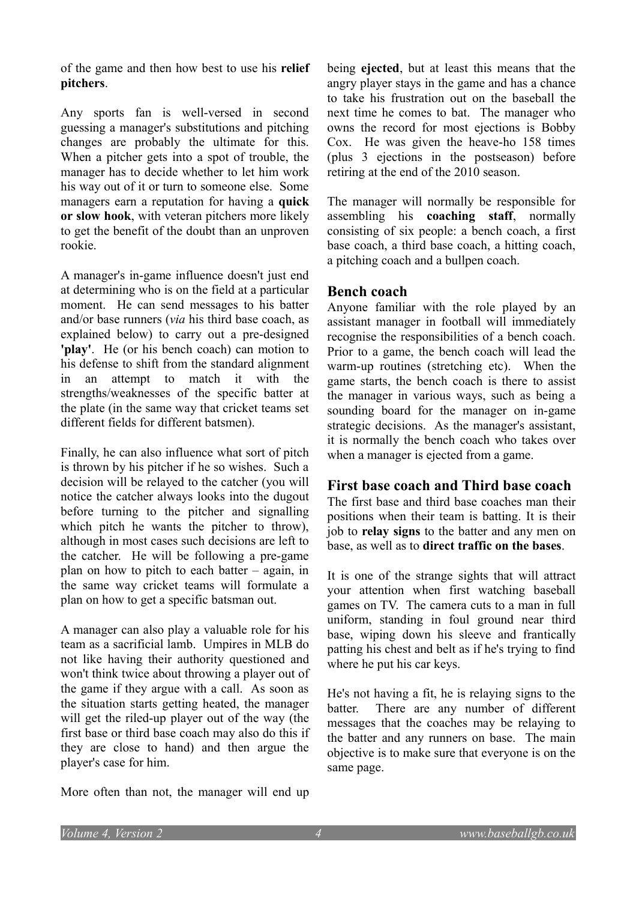of the game and then how best to use his **relief pitchers**.

Any sports fan is well-versed in second guessing a manager's substitutions and pitching changes are probably the ultimate for this. When a pitcher gets into a spot of trouble, the manager has to decide whether to let him work his way out of it or turn to someone else. Some managers earn a reputation for having a **quick or slow hook**, with veteran pitchers more likely to get the benefit of the doubt than an unproven rookie.

A manager's in-game influence doesn't just end at determining who is on the field at a particular moment. He can send messages to his batter and/or base runners (*via* his third base coach, as explained below) to carry out a pre-designed **'play'**. He (or his bench coach) can motion to his defense to shift from the standard alignment in an attempt to match it with the strengths/weaknesses of the specific batter at the plate (in the same way that cricket teams set different fields for different batsmen).

Finally, he can also influence what sort of pitch is thrown by his pitcher if he so wishes. Such a decision will be relayed to the catcher (you will notice the catcher always looks into the dugout before turning to the pitcher and signalling which pitch he wants the pitcher to throw), although in most cases such decisions are left to the catcher. He will be following a pre-game plan on how to pitch to each batter – again, in the same way cricket teams will formulate a plan on how to get a specific batsman out.

A manager can also play a valuable role for his team as a sacrificial lamb. Umpires in MLB do not like having their authority questioned and won't think twice about throwing a player out of the game if they argue with a call. As soon as the situation starts getting heated, the manager will get the riled-up player out of the way (the first base or third base coach may also do this if they are close to hand) and then argue the player's case for him.

More often than not, the manager will end up being **ejected**, but at least this means that the angry player stays in the game and has a chance to take his frustration out on the baseball the next time he comes to bat. The manager who owns the record for most ejections is Bobby Cox. He was given the heave-ho 158 times (plus 3 ejections in the postseason) before retiring at the end of the 2010 season.

The manager will normally be responsible for assembling his **coaching staff**, normally consisting of six people: a bench coach, a first base coach, a third base coach, a hitting coach, a pitching coach and a bullpen coach.

## Bench coach

Anyone familiar with the role played by an assistant manager in football will immediately recognise the responsibilities of a bench coach. Prior to a game, the bench coach will lead the warm-up routines (stretching etc). When the game starts, the bench coach is there to assist the manager in various ways, such as being a sounding board for the manager on in-game strategic decisions. As the manager's assistant, it is normally the bench coach who takes over when a manager is ejected from a game.

## First base coach and Third base coach

The first base and third base coaches man their positions when their team is batting. It is their job to **relay signs** to the batter and any men on base, as well as to **direct traffic on the bases**.

It is one of the strange sights that will attract your attention when first watching baseball games on TV. The camera cuts to a man in full uniform, standing in foul ground near third base, wiping down his sleeve and frantically patting his chest and belt as if he's trying to find where he put his car keys.

He's not having a fit, he is relaying signs to the batter. There are any number of different messages that the coaches may be relaying to the batter and any runners on base. The main objective is to make sure that everyone is on the same page.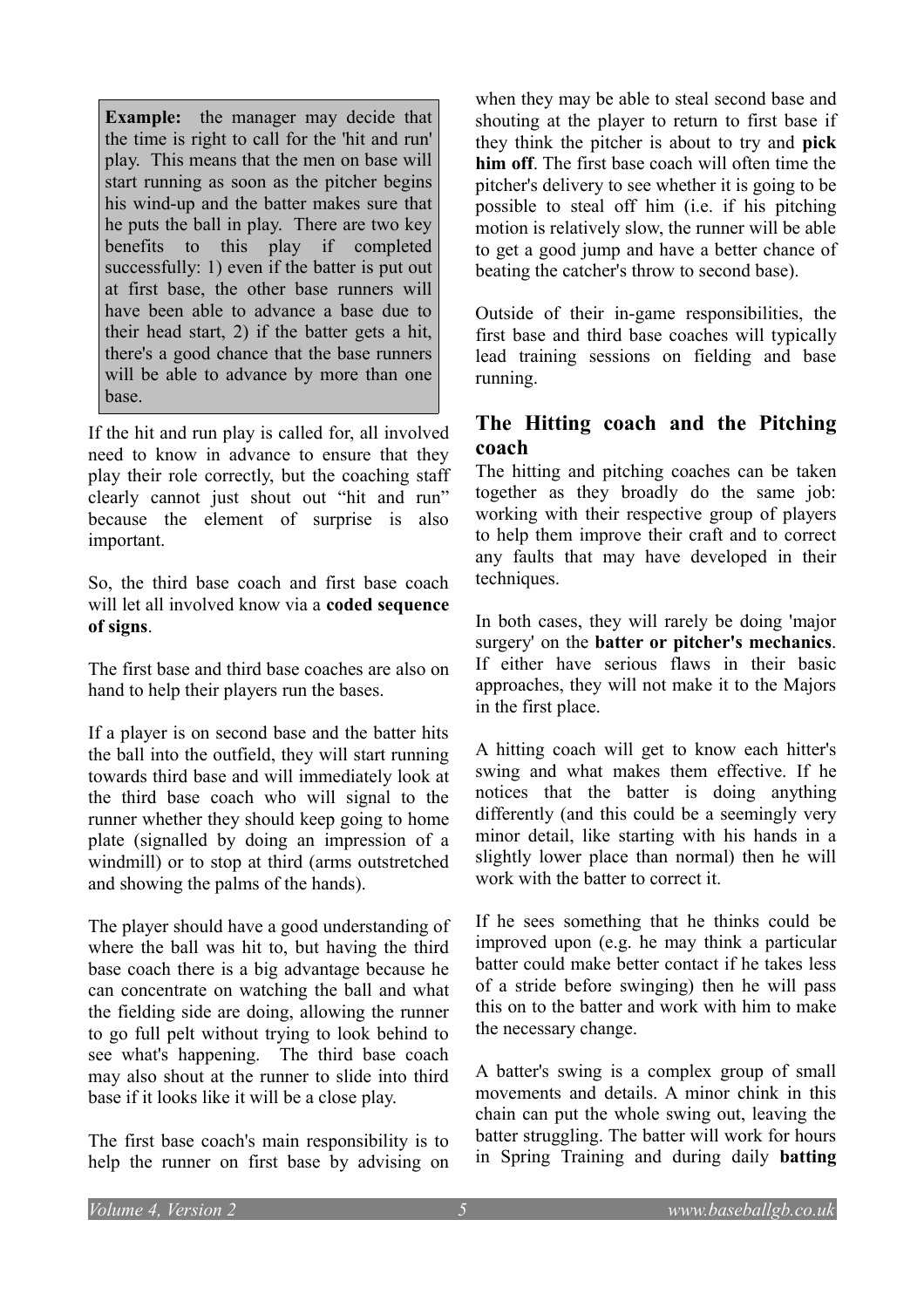> **Example:** the manager may decide that the time is right to call for the 'hit and run' play. This means that the men on base will start running as soon as the pitcher begins his wind-up and the batter makes sure that he puts the ball in play. There are two key benefits to this play if completed successfully: 1) even if the batter is put out at first base, the other base runners will have been able to advance a base due to their head start, 2) if the batter gets a hit, there's a good chance that the base runners will be able to advance by more than one base.

If the hit and run play is called for, all involved need to know in advance to ensure that they play their role correctly, but the coaching staff clearly cannot just shout out "hit and run" because the element of surprise is also important.

So, the third base coach and first base coach will let all involved know via a **coded sequence of signs**.

The first base and third base coaches are also on hand to help their players run the bases.

If a player is on second base and the batter hits the ball into the outfield, they will start running towards third base and will immediately look at the third base coach who will signal to the runner whether they should keep going to home plate (signalled by doing an impression of a windmill) or to stop at third (arms outstretched and showing the palms of the hands).

The player should have a good understanding of where the ball was hit to, but having the third base coach there is a big advantage because he can concentrate on watching the ball and what the fielding side are doing, allowing the runner to go full pelt without trying to look behind to see what's happening. The third base coach may also shout at the runner to slide into third base if it looks like it will be a close play.

The first base coach's main responsibility is to help the runner on first base by advising on when they may be able to steal second base and shouting at the player to return to first base if they think the pitcher is about to try and **pick him off**. The first base coach will often time the pitcher's delivery to see whether it is going to be possible to steal off him (i.e. if his pitching motion is relatively slow, the runner will be able to get a good jump and have a better chance of beating the catcher's throw to second base).

Outside of their in-game responsibilities, the first base and third base coaches will typically lead training sessions on fielding and base running.

## The Hitting coach and the Pitching coach

The hitting and pitching coaches can be taken together as they broadly do the same job: working with their respective group of players to help them improve their craft and to correct any faults that may have developed in their techniques.

In both cases, they will rarely be doing 'major surgery' on the **batter or pitcher's mechanics**. If either have serious flaws in their basic approaches, they will not make it to the Majors in the first place.

A hitting coach will get to know each hitter's swing and what makes them effective. If he notices that the batter is doing anything differently (and this could be a seemingly very minor detail, like starting with his hands in a slightly lower place than normal) then he will work with the batter to correct it.

If he sees something that he thinks could be improved upon (e.g. he may think a particular batter could make better contact if he takes less of a stride before swinging) then he will pass this on to the batter and work with him to make the necessary change.

A batter's swing is a complex group of small movements and details. A minor chink in this chain can put the whole swing out, leaving the batter struggling. The batter will work for hours in Spring Training and during daily **batting**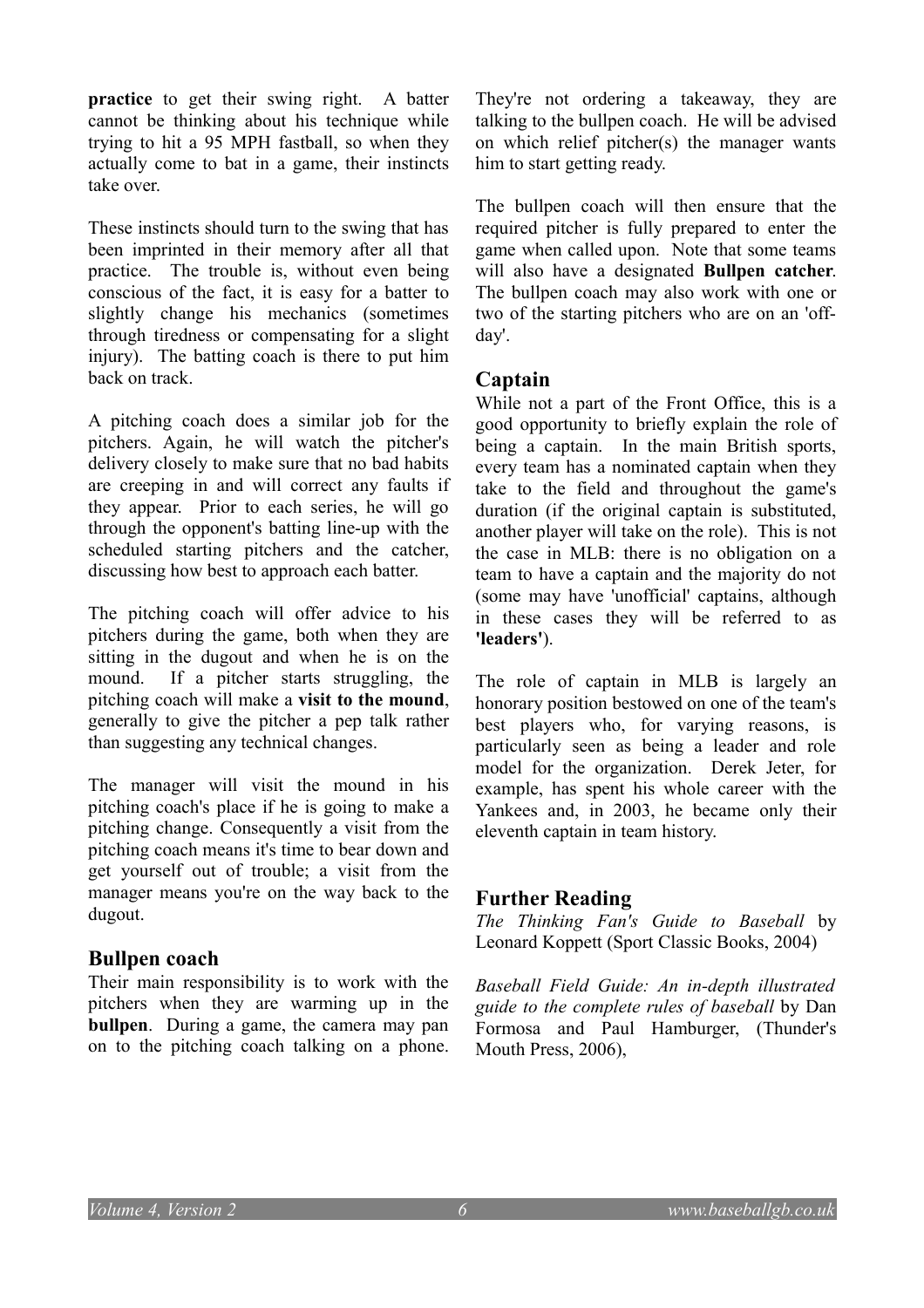**practice** to get their swing right. A batter cannot be thinking about his technique while trying to hit a 95 MPH fastball, so when they actually come to bat in a game, their instincts take over.

These instincts should turn to the swing that has been imprinted in their memory after all that practice. The trouble is, without even being conscious of the fact, it is easy for a batter to slightly change his mechanics (sometimes through tiredness or compensating for a slight injury). The batting coach is there to put him back on track.

A pitching coach does a similar job for the pitchers. Again, he will watch the pitcher's delivery closely to make sure that no bad habits are creeping in and will correct any faults if they appear. Prior to each series, he will go through the opponent's batting line-up with the scheduled starting pitchers and the catcher, discussing how best to approach each batter.

The pitching coach will offer advice to his pitchers during the game, both when they are sitting in the dugout and when he is on the mound. If a pitcher starts struggling, the pitching coach will make a **visit to the mound**, generally to give the pitcher a pep talk rather than suggesting any technical changes.

The manager will visit the mound in his pitching coach's place if he is going to make a pitching change. Consequently a visit from the pitching coach means it's time to bear down and get yourself out of trouble; a visit from the manager means you're on the way back to the dugout.

## Bullpen coach

Their main responsibility is to work with the pitchers when they are warming up in the **bullpen**. During a game, the camera may pan on to the pitching coach talking on a phone. They're not ordering a takeaway, they are talking to the bullpen coach. He will be advised on which relief pitcher(s) the manager wants him to start getting ready.

The bullpen coach will then ensure that the required pitcher is fully prepared to enter the game when called upon. Note that some teams will also have a designated **Bullpen catcher**. The bullpen coach may also work with one or two of the starting pitchers who are on an 'off-day'.

## Captain

While not a part of the Front Office, this is a good opportunity to briefly explain the role of being a captain. In the main British sports, every team has a nominated captain when they take to the field and throughout the game's duration (if the original captain is substituted, another player will take on the role). This is not the case in MLB: there is no obligation on a team to have a captain and the majority do not (some may have 'unofficial' captains, although in these cases they will be referred to as **'leaders'**).

The role of captain in MLB is largely an honorary position bestowed on one of the team's best players who, for varying reasons, is particularly seen as being a leader and role model for the organization. Derek Jeter, for example, has spent his whole career with the Yankees and, in 2003, he became only their eleventh captain in team history.

## Further Reading

*The Thinking Fan's Guide to Baseball* by Leonard Koppett (Sport Classic Books, 2004)

*Baseball Field Guide: An in-depth illustrated guide to the complete rules of baseball* by Dan Formosa and Paul Hamburger, (Thunder's Mouth Press, 2006),